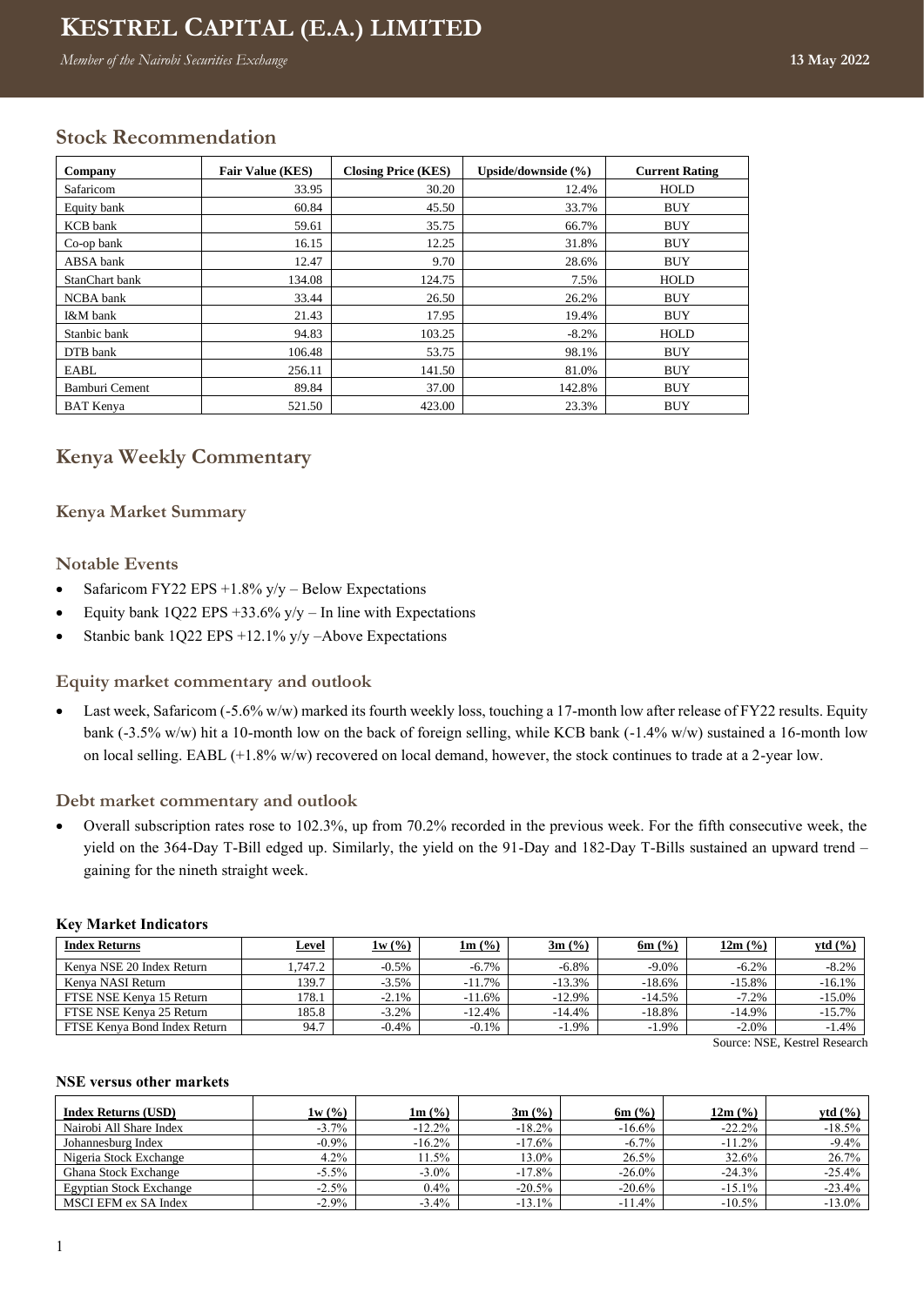# KESTREL CAPITAL (E.A.) LIMITED

*Member of the Nairobi Securities Exchange*

**13 May 2022**

## Stock Recommendation

| Company | Fair Value (KES) | Closing Price (KES) | Upside/downside (%) | Current Rating |
|---|---|---|---|---|
| Safaricom | 33.95 | 30.20 | 12.4% | HOLD |
| Equity bank | 60.84 | 45.50 | 33.7% | BUY |
| KCB bank | 59.61 | 35.75 | 66.7% | BUY |
| Co-op bank | 16.15 | 12.25 | 31.8% | BUY |
| ABSA bank | 12.47 | 9.70 | 28.6% | BUY |
| StanChart bank | 134.08 | 124.75 | 7.5% | HOLD |
| NCBA bank | 33.44 | 26.50 | 26.2% | BUY |
| I&M bank | 21.43 | 17.95 | 19.4% | BUY |
| Stanbic bank | 94.83 | 103.25 | -8.2% | HOLD |
| DTB bank | 106.48 | 53.75 | 98.1% | BUY |
| EABL | 256.11 | 141.50 | 81.0% | BUY |
| Bamburi Cement | 89.84 | 37.00 | 142.8% | BUY |
| BAT Kenya | 521.50 | 423.00 | 23.3% | BUY |

## Kenya Weekly Commentary

### Kenya Market Summary

### Notable Events

- Safaricom FY22 EPS +1.8% y/y – Below Expectations
- Equity bank 1Q22 EPS +33.6% y/y – In line with Expectations
- Stanbic bank 1Q22 EPS +12.1% y/y –Above Expectations

### Equity market commentary and outlook

- Last week, Safaricom (-5.6% w/w) marked its fourth weekly loss, touching a 17-month low after release of FY22 results. Equity bank (-3.5% w/w) hit a 10-month low on the back of foreign selling, while KCB bank (-1.4% w/w) sustained a 16-month low on local selling. EABL (+1.8% w/w) recovered on local demand, however, the stock continues to trade at a 2-year low.

### Debt market commentary and outlook

- Overall subscription rates rose to 102.3%, up from 70.2% recorded in the previous week. For the fifth consecutive week, the yield on the 364-Day T-Bill edged up. Similarly, the yield on the 91-Day and 182-Day T-Bills sustained an upward trend – gaining for the nineth straight week.

**Key Market Indicators**

| Index Returns | Level | 1w (%) | 1m (%) | 3m (%) | 6m (%) | 12m (%) | ytd (%) |
|---|---|---|---|---|---|---|---|
| Kenya NSE 20 Index Return | 1,747.2 | -0.5% | -6.7% | -6.8% | -9.0% | -6.2% | -8.2% |
| Kenya NASI Return | 139.7 | -3.5% | -11.7% | -13.3% | -18.6% | -15.8% | -16.1% |
| FTSE NSE Kenya 15 Return | 178.1 | -2.1% | -11.6% | -12.9% | -14.5% | -7.2% | -15.0% |
| FTSE NSE Kenya 25 Return | 185.8 | -3.2% | -12.4% | -14.4% | -18.8% | -14.9% | -15.7% |
| FTSE Kenya Bond Index Return | 94.7 | -0.4% | -0.1% | -1.9% | -1.9% | -2.0% | -1.4% |

Source: NSE, Kestrel Research

**NSE versus other markets**

| Index Returns (USD) | 1w (%) | 1m (%) | 3m (%) | 6m (%) | 12m (%) | ytd (%) |
|---|---|---|---|---|---|---|
| Nairobi All Share Index | -3.7% | -12.2% | -18.2% | -16.6% | -22.2% | -18.5% |
| Johannesburg Index | -0.9% | -16.2% | -17.6% | -6.7% | -11.2% | -9.4% |
| Nigeria Stock Exchange | 4.2% | 11.5% | 13.0% | 26.5% | 32.6% | 26.7% |
| Ghana Stock Exchange | -5.5% | -3.0% | -17.8% | -26.0% | -24.3% | -25.4% |
| Egyptian Stock Exchange | -2.5% | 0.4% | -20.5% | -20.6% | -15.1% | -23.4% |
| MSCI EFM ex SA Index | -2.9% | -3.4% | -13.1% | -11.4% | -10.5% | -13.0% |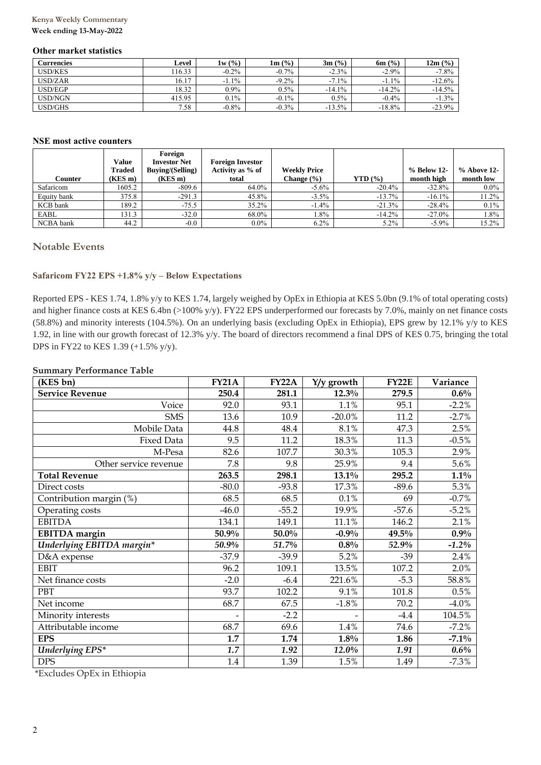### Other market statistics

| Currencies | Level | 1w (%) | 1m (%) | 3m (%) | 6m (%) | 12m (%) |
|---|---|---|---|---|---|---|
| USD/KES | 116.33 | -0.2% | -0.7% | -2.3% | -2.9% | -7.8% |
| USD/ZAR | 16.17 | -1.1% | -9.2% | -7.1% | -1.1% | -12.6% |
| USD/EGP | 18.32 | 0.9% | 0.5% | -14.1% | -14.2% | -14.5% |
| USD/NGN | 415.95 | 0.1% | -0.1% | 0.5% | -0.4% | -1.3% |
| USD/GHS | 7.58 | -0.8% | -0.3% | -13.5% | -18.8% | -23.9% |

### NSE most active counters

| Counter | Value Traded (KES m) | Foreign Investor Net Buying/(Selling) (KES m) | Foreign Investor Activity as % of total | Weekly Price Change (%) | YTD (%) | % Below 12-month high | % Above 12-month low |
|---|---|---|---|---|---|---|---|
| Safaricom | 1605.2 | -809.6 | 64.0% | -5.6% | -20.4% | -32.8% | 0.0% |
| Equity bank | 375.8 | -291.3 | 45.8% | -3.5% | -13.7% | -16.1% | 11.2% |
| KCB bank | 189.2 | -75.5 | 35.2% | -1.4% | -21.3% | -28.4% | 0.1% |
| EABL | 131.3 | -32.0 | 68.0% | 1.8% | -14.2% | -27.0% | 1.8% |
| NCBA bank | 44.2 | -0.0 | 0.0% | 6.2% | 5.2% | -5.9% | 15.2% |

## Notable Events

### Safaricom FY22 EPS +1.8% y/y – Below Expectations

Reported EPS - KES 1.74, 1.8% y/y to KES 1.74, largely weighed by OpEx in Ethiopia at KES 5.0bn (9.1% of total operating costs) and higher finance costs at KES 6.4bn (>100% y/y). FY22 EPS underperformed our forecasts by 7.0%, mainly on net finance costs (58.8%) and minority interests (104.5%). On an underlying basis (excluding OpEx in Ethiopia), EPS grew by 12.1% y/y to KES 1.92, in line with our growth forecast of 12.3% y/y. The board of directors recommend a final DPS of KES 0.75, bringing the total DPS in FY22 to KES 1.39 (+1.5% y/y).

**Summary Performance Table**

| (KES bn) | FY21A | FY22A | Y/y growth | FY22E | Variance |
|---|---|---|---|---|---|
| **Service Revenue** | **250.4** | **281.1** | **12.3%** | **279.5** | **0.6%** |
| Voice | 92.0 | 93.1 | 1.1% | 95.1 | -2.2% |
| SMS | 13.6 | 10.9 | -20.0% | 11.2 | -2.7% |
| Mobile Data | 44.8 | 48.4 | 8.1% | 47.3 | 2.5% |
| Fixed Data | 9.5 | 11.2 | 18.3% | 11.3 | -0.5% |
| M-Pesa | 82.6 | 107.7 | 30.3% | 105.3 | 2.9% |
| Other service revenue | 7.8 | 9.8 | 25.9% | 9.4 | 5.6% |
| **Total Revenue** | **263.5** | **298.1** | **13.1%** | **295.2** | **1.1%** |
| Direct costs | -80.0 | -93.8 | 17.3% | -89.6 | 5.3% |
| Contribution margin (%) | 68.5 | 68.5 | 0.1% | 69 | -0.7% |
| Operating costs | -46.0 | -55.2 | 19.9% | -57.6 | -5.2% |
| EBITDA | 134.1 | 149.1 | 11.1% | 146.2 | 2.1% |
| **EBITDA margin** | **50.9%** | **50.0%** | **-0.9%** | **49.5%** | **0.9%** |
| ***Underlying EBITDA margin**** | ***50.9%*** | ***51.7%*** | ***0.8%*** | ***52.9%*** | ***-1.2%*** |
| D&A expense | -37.9 | -39.9 | 5.2% | -39 | 2.4% |
| EBIT | 96.2 | 109.1 | 13.5% | 107.2 | 2.0% |
| Net finance costs | -2.0 | -6.4 | 221.6% | -5.3 | 58.8% |
| PBT | 93.7 | 102.2 | 9.1% | 101.8 | 0.5% |
| Net income | 68.7 | 67.5 | -1.8% | 70.2 | -4.0% |
| Minority interests | - | -2.2 | - | -4.4 | 104.5% |
| Attributable income | 68.7 | 69.6 | 1.4% | 74.6 | -7.2% |
| **EPS** | **1.7** | **1.74** | **1.8%** | **1.86** | **-7.1%** |
| ***Underlying EPS**** | ***1.7*** | ***1.92*** | ***12.0%*** | ***1.91*** | ***0.6%*** |
| DPS | 1.4 | 1.39 | 1.5% | 1.49 | -7.3% |

*Excludes OpEx in Ethiopia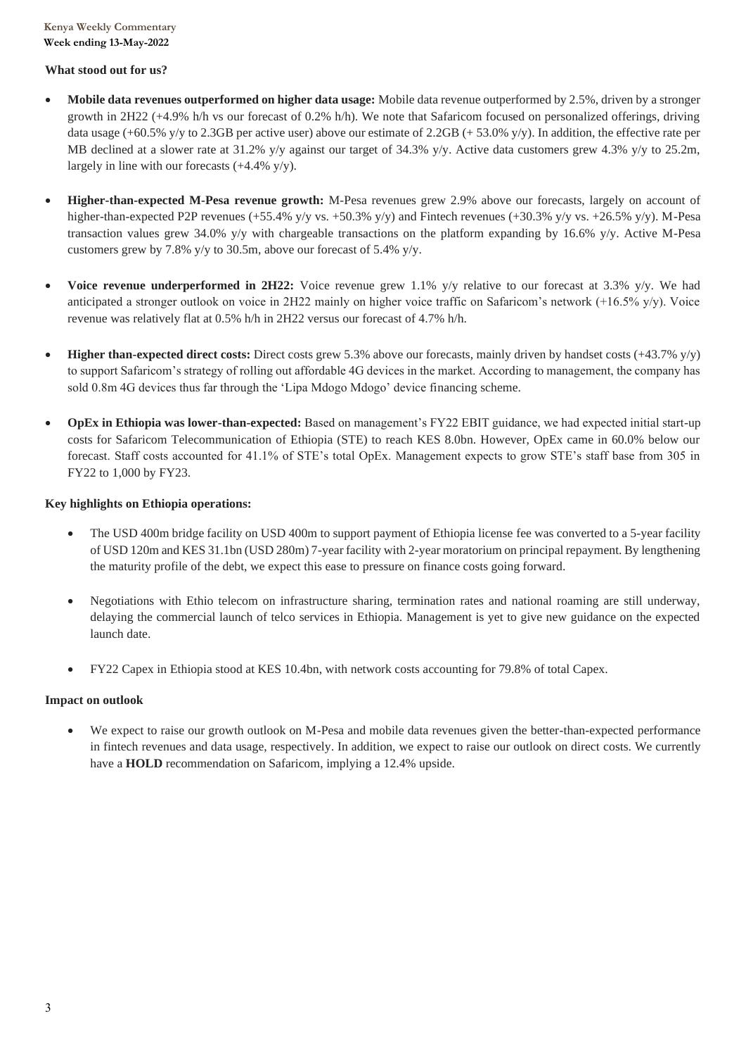**What stood out for us?**

- **Mobile data revenues outperformed on higher data usage:** Mobile data revenue outperformed by 2.5%, driven by a stronger growth in 2H22 (+4.9% h/h vs our forecast of 0.2% h/h). We note that Safaricom focused on personalized offerings, driving data usage (+60.5% y/y to 2.3GB per active user) above our estimate of 2.2GB (+ 53.0% y/y). In addition, the effective rate per MB declined at a slower rate at 31.2% y/y against our target of 34.3% y/y. Active data customers grew 4.3% y/y to 25.2m, largely in line with our forecasts (+4.4% y/y).

- **Higher-than-expected M-Pesa revenue growth:** M-Pesa revenues grew 2.9% above our forecasts, largely on account of higher-than-expected P2P revenues (+55.4% y/y vs. +50.3% y/y) and Fintech revenues (+30.3% y/y vs. +26.5% y/y). M-Pesa transaction values grew 34.0% y/y with chargeable transactions on the platform expanding by 16.6% y/y. Active M-Pesa customers grew by 7.8% y/y to 30.5m, above our forecast of 5.4% y/y.

- **Voice revenue underperformed in 2H22:** Voice revenue grew 1.1% y/y relative to our forecast at 3.3% y/y. We had anticipated a stronger outlook on voice in 2H22 mainly on higher voice traffic on Safaricom's network (+16.5% y/y). Voice revenue was relatively flat at 0.5% h/h in 2H22 versus our forecast of 4.7% h/h.

- **Higher than-expected direct costs:** Direct costs grew 5.3% above our forecasts, mainly driven by handset costs (+43.7% y/y) to support Safaricom's strategy of rolling out affordable 4G devices in the market. According to management, the company has sold 0.8m 4G devices thus far through the 'Lipa Mdogo Mdogo' device financing scheme.

- **OpEx in Ethiopia was lower-than-expected:** Based on management's FY22 EBIT guidance, we had expected initial start-up costs for Safaricom Telecommunication of Ethiopia (STE) to reach KES 8.0bn. However, OpEx came in 60.0% below our forecast. Staff costs accounted for 41.1% of STE's total OpEx. Management expects to grow STE's staff base from 305 in FY22 to 1,000 by FY23.

**Key highlights on Ethiopia operations:**

- The USD 400m bridge facility on USD 400m to support payment of Ethiopia license fee was converted to a 5-year facility of USD 120m and KES 31.1bn (USD 280m) 7-year facility with 2-year moratorium on principal repayment. By lengthening the maturity profile of the debt, we expect this ease to pressure on finance costs going forward.

- Negotiations with Ethio telecom on infrastructure sharing, termination rates and national roaming are still underway, delaying the commercial launch of telco services in Ethiopia. Management is yet to give new guidance on the expected launch date.

- FY22 Capex in Ethiopia stood at KES 10.4bn, with network costs accounting for 79.8% of total Capex.

**Impact on outlook**

- We expect to raise our growth outlook on M-Pesa and mobile data revenues given the better-than-expected performance in fintech revenues and data usage, respectively. In addition, we expect to raise our outlook on direct costs. We currently have a **HOLD** recommendation on Safaricom, implying a 12.4% upside.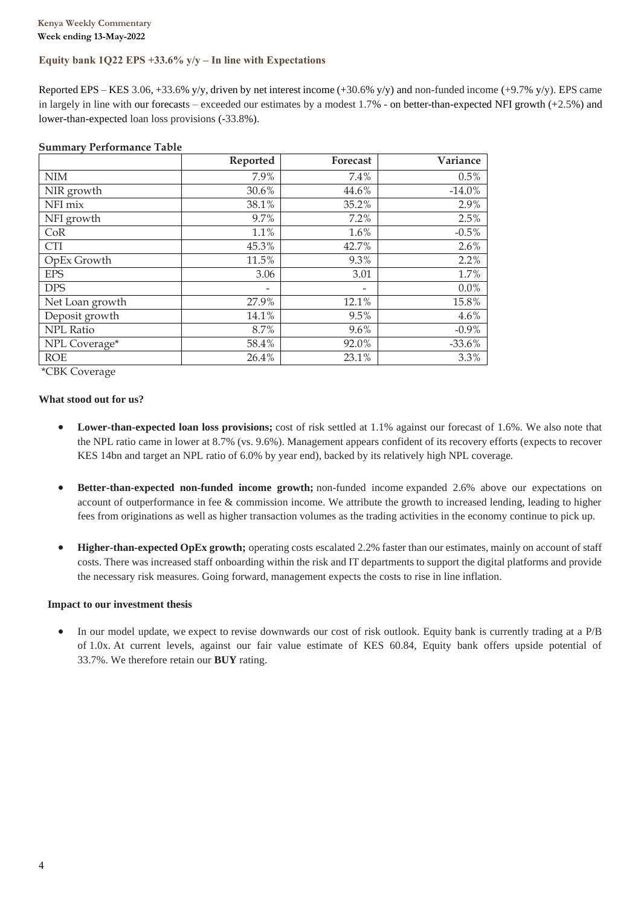### Equity bank 1Q22 EPS +33.6% y/y – In line with Expectations

Reported EPS – KES 3.06, +33.6% y/y, driven by net interest income (+30.6% y/y) and non-funded income (+9.7% y/y). EPS came in largely in line with our forecasts – exceeded our estimates by a modest 1.7% - on better-than-expected NFI growth (+2.5%) and lower-than-expected loan loss provisions (-33.8%).

**Summary Performance Table**

| | Reported | Forecast | Variance |
|---|---|---|---|
| NIM | 7.9% | 7.4% | 0.5% |
| NIR growth | 30.6% | 44.6% | -14.0% |
| NFI mix | 38.1% | 35.2% | 2.9% |
| NFI growth | 9.7% | 7.2% | 2.5% |
| CoR | 1.1% | 1.6% | -0.5% |
| CTI | 45.3% | 42.7% | 2.6% |
| OpEx Growth | 11.5% | 9.3% | 2.2% |
| EPS | 3.06 | 3.01 | 1.7% |
| DPS | - | - | 0.0% |
| Net Loan growth | 27.9% | 12.1% | 15.8% |
| Deposit growth | 14.1% | 9.5% | 4.6% |
| NPL Ratio | 8.7% | 9.6% | -0.9% |
| NPL Coverage* | 58.4% | 92.0% | -33.6% |
| ROE | 26.4% | 23.1% | 3.3% |

*CBK Coverage

**What stood out for us?**

- **Lower-than-expected loan loss provisions;** cost of risk settled at 1.1% against our forecast of 1.6%. We also note that the NPL ratio came in lower at 8.7% (vs. 9.6%). Management appears confident of its recovery efforts (expects to recover KES 14bn and target an NPL ratio of 6.0% by year end), backed by its relatively high NPL coverage.

- **Better-than-expected non-funded income growth;** non-funded income expanded 2.6% above our expectations on account of outperformance in fee & commission income. We attribute the growth to increased lending, leading to higher fees from originations as well as higher transaction volumes as the trading activities in the economy continue to pick up.

- **Higher-than-expected OpEx growth;** operating costs escalated 2.2% faster than our estimates, mainly on account of staff costs. There was increased staff onboarding within the risk and IT departments to support the digital platforms and provide the necessary risk measures. Going forward, management expects the costs to rise in line inflation.

**Impact to our investment thesis**

- In our model update, we expect to revise downwards our cost of risk outlook. Equity bank is currently trading at a P/B of 1.0x. At current levels, against our fair value estimate of KES 60.84, Equity bank offers upside potential of 33.7%. We therefore retain our **BUY** rating.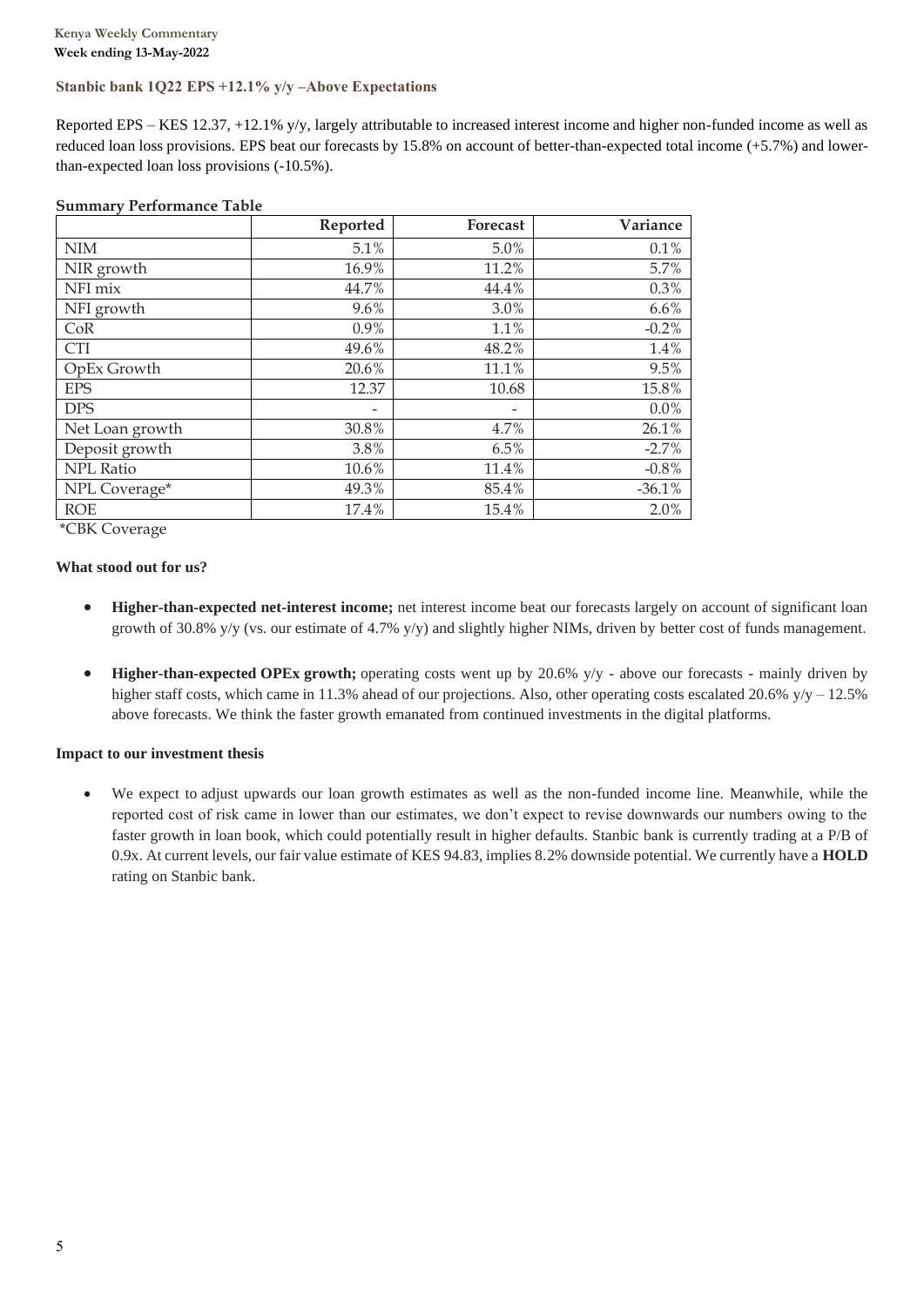### Stanbic bank 1Q22 EPS +12.1% y/y –Above Expectations

Reported EPS – KES 12.37, +12.1% y/y, largely attributable to increased interest income and higher non-funded income as well as reduced loan loss provisions. EPS beat our forecasts by 15.8% on account of better-than-expected total income (+5.7%) and lower-than-expected loan loss provisions (-10.5%).

**Summary Performance Table**

| | Reported | Forecast | Variance |
|---|---|---|---|
| NIM | 5.1% | 5.0% | 0.1% |
| NIR growth | 16.9% | 11.2% | 5.7% |
| NFI mix | 44.7% | 44.4% | 0.3% |
| NFI growth | 9.6% | 3.0% | 6.6% |
| CoR | 0.9% | 1.1% | -0.2% |
| CTI | 49.6% | 48.2% | 1.4% |
| OpEx Growth | 20.6% | 11.1% | 9.5% |
| EPS | 12.37 | 10.68 | 15.8% |
| DPS | - | - | 0.0% |
| Net Loan growth | 30.8% | 4.7% | 26.1% |
| Deposit growth | 3.8% | 6.5% | -2.7% |
| NPL Ratio | 10.6% | 11.4% | -0.8% |
| NPL Coverage* | 49.3% | 85.4% | -36.1% |
| ROE | 17.4% | 15.4% | 2.0% |

*CBK Coverage

**What stood out for us?**

- **Higher-than-expected net-interest income;** net interest income beat our forecasts largely on account of significant loan growth of 30.8% y/y (vs. our estimate of 4.7% y/y) and slightly higher NIMs, driven by better cost of funds management.
- **Higher-than-expected OPEx growth;** operating costs went up by 20.6% y/y - above our forecasts - mainly driven by higher staff costs, which came in 11.3% ahead of our projections. Also, other operating costs escalated 20.6% y/y – 12.5% above forecasts. We think the faster growth emanated from continued investments in the digital platforms.

**Impact to our investment thesis**

- We expect to adjust upwards our loan growth estimates as well as the non-funded income line. Meanwhile, while the reported cost of risk came in lower than our estimates, we don't expect to revise downwards our numbers owing to the faster growth in loan book, which could potentially result in higher defaults. Stanbic bank is currently trading at a P/B of 0.9x. At current levels, our fair value estimate of KES 94.83, implies 8.2% downside potential. We currently have a **HOLD** rating on Stanbic bank.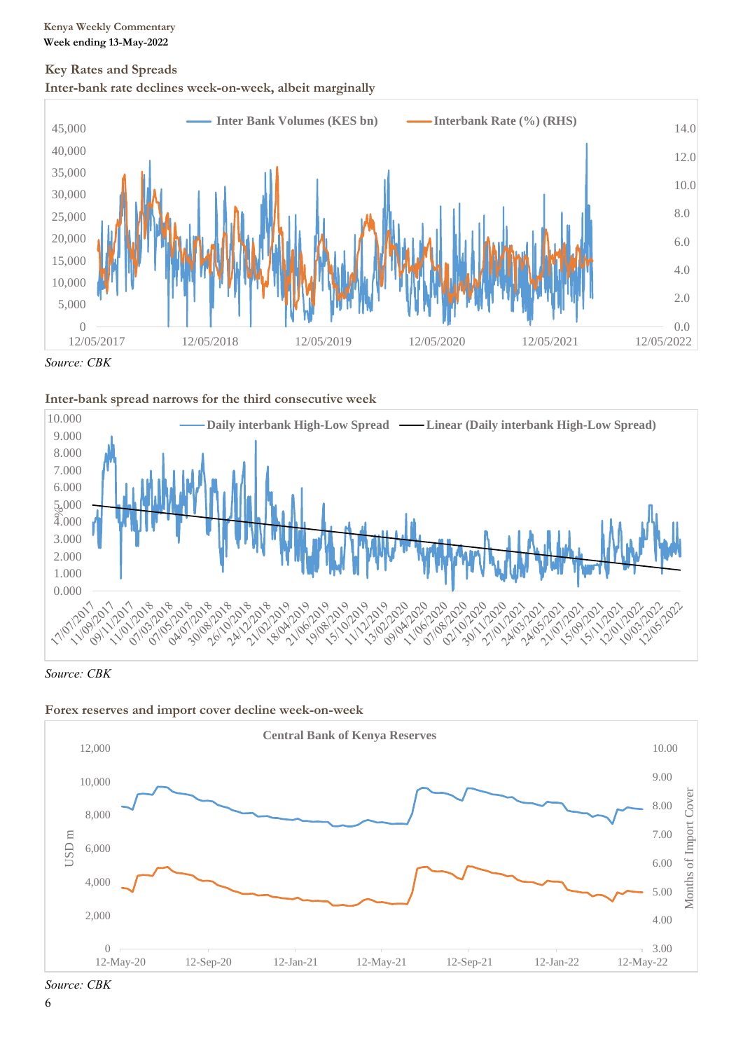## Key Rates and Spreads

**Inter-bank rate declines week-on-week, albeit marginally**

*Source: CBK*

**Inter-bank spread narrows for the third consecutive week**

*Source: CBK*

**Forex reserves and import cover decline week-on-week**

*Source: CBK*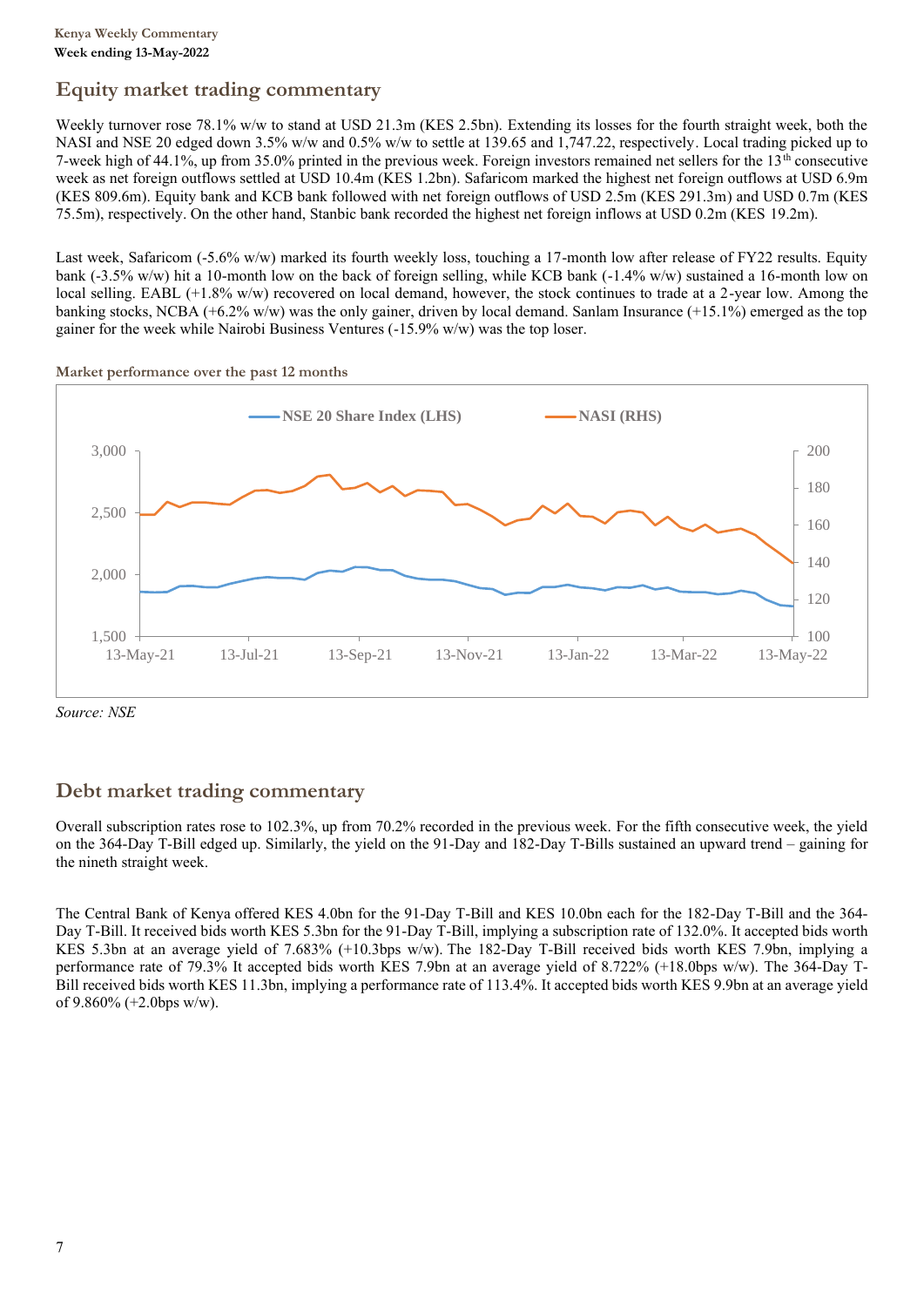## Equity market trading commentary

Weekly turnover rose 78.1% w/w to stand at USD 21.3m (KES 2.5bn). Extending its losses for the fourth straight week, both the NASI and NSE 20 edged down 3.5% w/w and 0.5% w/w to settle at 139.65 and 1,747.22, respectively. Local trading picked up to 7-week high of 44.1%, up from 35.0% printed in the previous week. Foreign investors remained net sellers for the 13th consecutive week as net foreign outflows settled at USD 10.4m (KES 1.2bn). Safaricom marked the highest net foreign outflows at USD 6.9m (KES 809.6m). Equity bank and KCB bank followed with net foreign outflows of USD 2.5m (KES 291.3m) and USD 0.7m (KES 75.5m), respectively. On the other hand, Stanbic bank recorded the highest net foreign inflows at USD 0.2m (KES 19.2m).

Last week, Safaricom (-5.6% w/w) marked its fourth weekly loss, touching a 17-month low after release of FY22 results. Equity bank (-3.5% w/w) hit a 10-month low on the back of foreign selling, while KCB bank (-1.4% w/w) sustained a 16-month low on local selling. EABL (+1.8% w/w) recovered on local demand, however, the stock continues to trade at a 2-year low. Among the banking stocks, NCBA (+6.2% w/w) was the only gainer, driven by local demand. Sanlam Insurance (+15.1%) emerged as the top gainer for the week while Nairobi Business Ventures (-15.9% w/w) was the top loser.

**Market performance over the past 12 months**

*Source: NSE*

## Debt market trading commentary

Overall subscription rates rose to 102.3%, up from 70.2% recorded in the previous week. For the fifth consecutive week, the yield on the 364-Day T-Bill edged up. Similarly, the yield on the 91-Day and 182-Day T-Bills sustained an upward trend – gaining for the nineth straight week.

The Central Bank of Kenya offered KES 4.0bn for the 91-Day T-Bill and KES 10.0bn each for the 182-Day T-Bill and the 364-Day T-Bill. It received bids worth KES 5.3bn for the 91-Day T-Bill, implying a subscription rate of 132.0%. It accepted bids worth KES 5.3bn at an average yield of 7.683% (+10.3bps w/w). The 182-Day T-Bill received bids worth KES 7.9bn, implying a performance rate of 79.3% It accepted bids worth KES 7.9bn at an average yield of 8.722% (+18.0bps w/w). The 364-Day T-Bill received bids worth KES 11.3bn, implying a performance rate of 113.4%. It accepted bids worth KES 9.9bn at an average yield of 9.860% (+2.0bps w/w).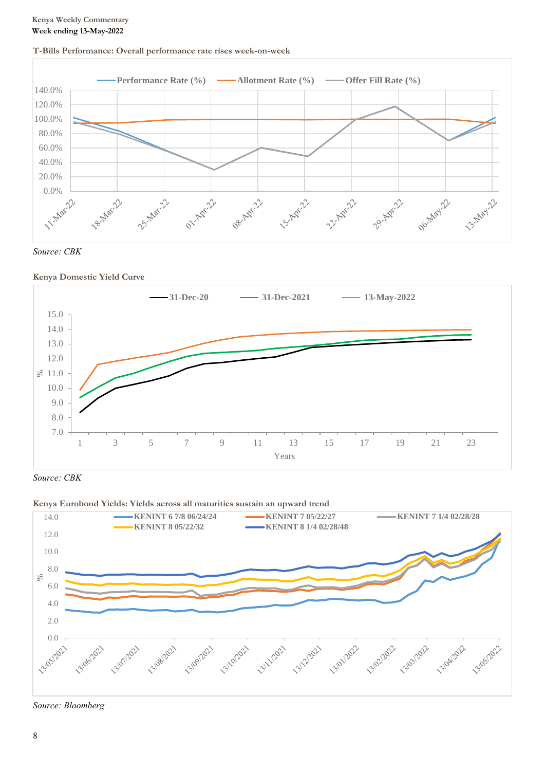**T-Bills Performance: Overall performance rate rises week-on-week**

*Source: CBK*

**Kenya Domestic Yield Curve**

*Source: CBK*

**Kenya Eurobond Yields: Yields across all maturities sustain an upward trend**

*Source: Bloomberg*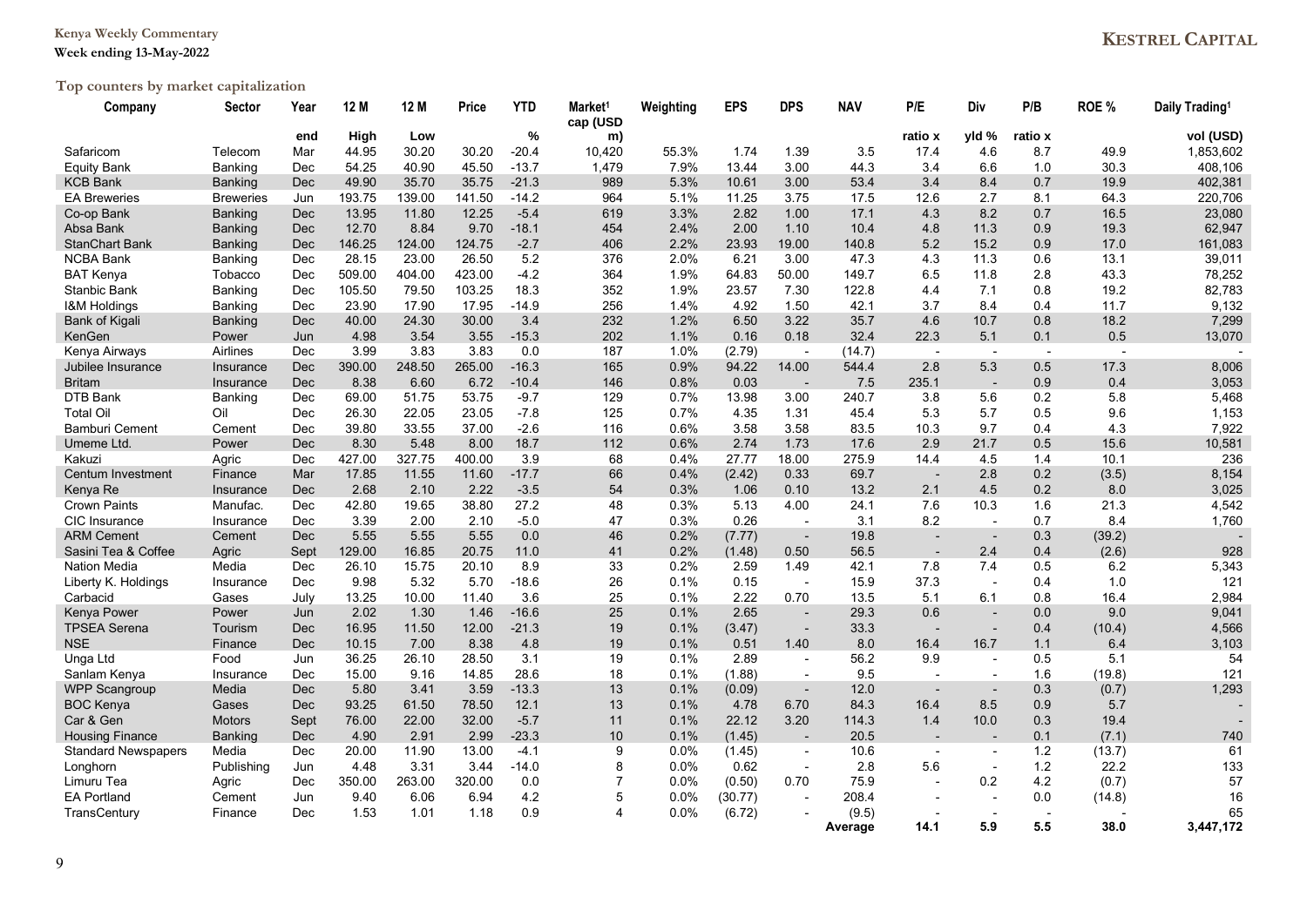## Top counters by market capitalization

| Company | Sector | Year end | 12 M High | 12 M Low | Price | YTD % | Market[1] cap (USD m) | Weighting | EPS | DPS | NAV | P/E ratio x | Div yld % | P/B ratio x | ROE % | Daily Trading[1] vol (USD) |
|---|---|---|---|---|---|---|---|---|---|---|---|---|---|---|---|---|
| Safaricom | Telecom | Mar | 44.95 | 30.20 | 30.20 | -20.4 | 10,420 | 55.3% | 1.74 | 1.39 | 3.5 | 17.4 | 4.6 | 8.7 | 49.9 | 1,853,602 |
| Equity Bank | Banking | Dec | 54.25 | 40.90 | 45.50 | -13.7 | 1,479 | 7.9% | 13.44 | 3.00 | 44.3 | 3.4 | 6.6 | 1.0 | 30.3 | 408,106 |
| KCB Bank | Banking | Dec | 49.90 | 35.70 | 35.75 | -21.3 | 989 | 5.3% | 10.61 | 3.00 | 53.4 | 3.4 | 8.4 | 0.7 | 19.9 | 402,381 |
| EA Breweries | Breweries | Jun | 193.75 | 139.00 | 141.50 | -14.2 | 964 | 5.1% | 11.25 | 3.75 | 17.5 | 12.6 | 2.7 | 8.1 | 64.3 | 220,706 |
| Co-op Bank | Banking | Dec | 13.95 | 11.80 | 12.25 | -5.4 | 619 | 3.3% | 2.82 | 1.00 | 17.1 | 4.3 | 8.2 | 0.7 | 16.5 | 23,080 |
| Absa Bank | Banking | Dec | 12.70 | 8.84 | 9.70 | -18.1 | 454 | 2.4% | 2.00 | 1.10 | 10.4 | 4.8 | 11.3 | 0.9 | 19.3 | 62,947 |
| StanChart Bank | Banking | Dec | 146.25 | 124.00 | 124.75 | -2.7 | 406 | 2.2% | 23.93 | 19.00 | 140.8 | 5.2 | 15.2 | 0.9 | 17.0 | 161,083 |
| NCBA Bank | Banking | Dec | 28.15 | 23.00 | 26.50 | 5.2 | 376 | 2.0% | 6.21 | 3.00 | 47.3 | 4.3 | 11.3 | 0.6 | 13.1 | 39,011 |
| BAT Kenya | Tobacco | Dec | 509.00 | 404.00 | 423.00 | -4.2 | 364 | 1.9% | 64.83 | 50.00 | 149.7 | 6.5 | 11.8 | 2.8 | 43.3 | 78,252 |
| Stanbic Bank | Banking | Dec | 105.50 | 79.50 | 103.25 | 18.3 | 352 | 1.9% | 23.57 | 7.30 | 122.8 | 4.4 | 7.1 | 0.8 | 19.2 | 82,783 |
| I&M Holdings | Banking | Dec | 23.90 | 17.90 | 17.95 | -14.9 | 256 | 1.4% | 4.92 | 1.50 | 42.1 | 3.7 | 8.4 | 0.4 | 11.7 | 9,132 |
| Bank of Kigali | Banking | Dec | 40.00 | 24.30 | 30.00 | 3.4 | 232 | 1.2% | 6.50 | 3.22 | 35.7 | 4.6 | 10.7 | 0.8 | 18.2 | 7,299 |
| KenGen | Power | Jun | 4.98 | 3.54 | 3.55 | -15.3 | 202 | 1.1% | 0.16 | 0.18 | 32.4 | 22.3 | 5.1 | 0.1 | 0.5 | 13,070 |
| Kenya Airways | Airlines | Dec | 3.99 | 3.83 | 3.83 | 0.0 | 187 | 1.0% | (2.79) | - | (14.7) | - | - | - | - | - |
| Jubilee Insurance | Insurance | Dec | 390.00 | 248.50 | 265.00 | -16.3 | 165 | 0.9% | 94.22 | 14.00 | 544.4 | 2.8 | 5.3 | 0.5 | 17.3 | 8,006 |
| Britam | Insurance | Dec | 8.38 | 6.60 | 6.72 | -10.4 | 146 | 0.8% | 0.03 | - | 7.5 | 235.1 | - | 0.9 | 0.4 | 3,053 |
| DTB Bank | Banking | Dec | 69.00 | 51.75 | 53.75 | -9.7 | 129 | 0.7% | 13.98 | 3.00 | 240.7 | 3.8 | 5.6 | 0.2 | 5.8 | 5,468 |
| Total Oil | Oil | Dec | 26.30 | 22.05 | 23.05 | -7.8 | 125 | 0.7% | 4.35 | 1.31 | 45.4 | 5.3 | 5.7 | 0.5 | 9.6 | 1,153 |
| Bamburi Cement | Cement | Dec | 39.80 | 33.55 | 37.00 | -2.6 | 116 | 0.6% | 3.58 | 3.58 | 83.5 | 10.3 | 9.7 | 0.4 | 4.3 | 7,922 |
| Umeme Ltd. | Power | Dec | 8.30 | 5.48 | 8.00 | 18.7 | 112 | 0.6% | 2.74 | 1.73 | 17.6 | 2.9 | 21.7 | 0.5 | 15.6 | 10,581 |
| Kakuzi | Agric | Dec | 427.00 | 327.75 | 400.00 | 3.9 | 68 | 0.4% | 27.77 | 18.00 | 275.9 | 14.4 | 4.5 | 1.4 | 10.1 | 236 |
| Centum Investment | Finance | Mar | 17.85 | 11.55 | 11.60 | -17.7 | 66 | 0.4% | (2.42) | 0.33 | 69.7 | - | 2.8 | 0.2 | (3.5) | 8,154 |
| Kenya Re | Insurance | Dec | 2.68 | 2.10 | 2.22 | -3.5 | 54 | 0.3% | 1.06 | 0.10 | 13.2 | 2.1 | 4.5 | 0.2 | 8.0 | 3,025 |
| Crown Paints | Manufac. | Dec | 42.80 | 19.65 | 38.80 | 27.2 | 48 | 0.3% | 5.13 | 4.00 | 24.1 | 7.6 | 10.3 | 1.6 | 21.3 | 4,542 |
| CIC Insurance | Insurance | Dec | 3.39 | 2.00 | 2.10 | -5.0 | 47 | 0.3% | 0.26 | - | 3.1 | 8.2 | - | 0.7 | 8.4 | 1,760 |
| ARM Cement | Cement | Dec | 5.55 | 5.55 | 5.55 | 0.0 | 46 | 0.2% | (7.77) | - | 19.8 | - | - | 0.3 | (39.2) | - |
| Sasini Tea & Coffee | Agric | Sept | 129.00 | 16.85 | 20.75 | 11.0 | 41 | 0.2% | (1.48) | 0.50 | 56.5 | - | 2.4 | 0.4 | (2.6) | 928 |
| Nation Media | Media | Dec | 26.10 | 15.75 | 20.10 | 8.9 | 33 | 0.2% | 2.59 | 1.49 | 42.1 | 7.8 | 7.4 | 0.5 | 6.2 | 5,343 |
| Liberty K. Holdings | Insurance | Dec | 9.98 | 5.32 | 5.70 | -18.6 | 26 | 0.1% | 0.15 | - | 15.9 | 37.3 | - | 0.4 | 1.0 | 121 |
| Carbacid | Gases | July | 13.25 | 10.00 | 11.40 | 3.6 | 25 | 0.1% | 2.22 | 0.70 | 13.5 | 5.1 | 6.1 | 0.8 | 16.4 | 2,984 |
| Kenya Power | Power | Jun | 2.02 | 1.30 | 1.46 | -16.6 | 25 | 0.1% | 2.65 | - | 29.3 | 0.6 | - | 0.0 | 9.0 | 9,041 |
| TPSEA Serena | Tourism | Dec | 16.95 | 11.50 | 12.00 | -21.3 | 19 | 0.1% | (3.47) | - | 33.3 | - | - | 0.4 | (10.4) | 4,566 |
| NSE | Finance | Dec | 10.15 | 7.00 | 8.38 | 4.8 | 19 | 0.1% | 0.51 | 1.40 | 8.0 | 16.4 | 16.7 | 1.1 | 6.4 | 3,103 |
| Unga Ltd | Food | Jun | 36.25 | 26.10 | 28.50 | 3.1 | 19 | 0.1% | 2.89 | - | 56.2 | 9.9 | - | 0.5 | 5.1 | 54 |
| Sanlam Kenya | Insurance | Dec | 15.00 | 9.16 | 14.85 | 28.6 | 18 | 0.1% | (1.88) | - | 9.5 | - | - | 1.6 | (19.8) | 121 |
| WPP Scangroup | Media | Dec | 5.80 | 3.41 | 3.59 | -13.3 | 13 | 0.1% | (0.09) | - | 12.0 | - | - | 0.3 | (0.7) | 1,293 |
| BOC Kenya | Gases | Dec | 93.25 | 61.50 | 78.50 | 12.1 | 13 | 0.1% | 4.78 | 6.70 | 84.3 | 16.4 | 8.5 | 0.9 | 5.7 | - |
| Car & Gen | Motors | Sept | 76.00 | 22.00 | 32.00 | -5.7 | 11 | 0.1% | 22.12 | 3.20 | 114.3 | 1.4 | 10.0 | 0.3 | 19.4 | - |
| Housing Finance | Banking | Dec | 4.90 | 2.91 | 2.99 | -23.3 | 10 | 0.1% | (1.45) | - | 20.5 | - | - | 0.1 | (7.1) | 740 |
| Standard Newspapers | Media | Dec | 20.00 | 11.90 | 13.00 | -4.1 | 9 | 0.0% | (1.45) | - | 10.6 | - | - | 1.2 | (13.7) | 61 |
| Longhorn | Publishing | Jun | 4.48 | 3.31 | 3.44 | -14.0 | 8 | 0.0% | 0.62 | - | 2.8 | 5.6 | - | 1.2 | 22.2 | 133 |
| Limuru Tea | Agric | Dec | 350.00 | 263.00 | 320.00 | 0.0 | 7 | 0.0% | (0.50) | 0.70 | 75.9 | - | 0.2 | 4.2 | (0.7) | 57 |
| EA Portland | Cement | Jun | 9.40 | 6.06 | 6.94 | 4.2 | 5 | 0.0% | (30.77) | - | 208.4 | - | - | 0.0 | (14.8) | 16 |
| TransCentury | Finance | Dec | 1.53 | 1.01 | 1.18 | 0.9 | 4 | 0.0% | (6.72) | - | (9.5) | - | - | - | - | 65 |
| | | | | | | | | | | | Average | 14.1 | 5.9 | 5.5 | 38.0 | 3,447,172 |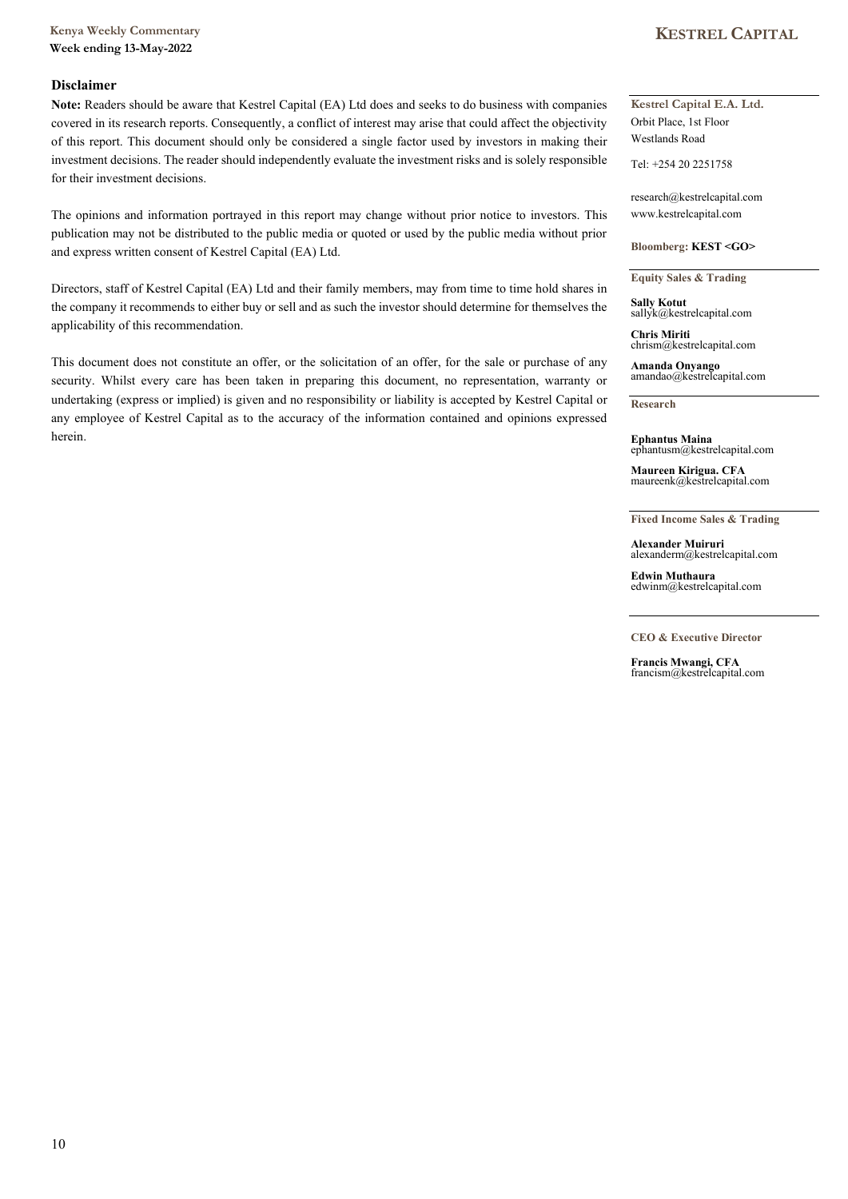## Disclaimer

**Note:** Readers should be aware that Kestrel Capital (EA) Ltd does and seeks to do business with companies covered in its research reports. Consequently, a conflict of interest may arise that could affect the objectivity of this report. This document should only be considered a single factor used by investors in making their investment decisions. The reader should independently evaluate the investment risks and is solely responsible for their investment decisions.

The opinions and information portrayed in this report may change without prior notice to investors. This publication may not be distributed to the public media or quoted or used by the public media without prior and express written consent of Kestrel Capital (EA) Ltd.

Directors, staff of Kestrel Capital (EA) Ltd and their family members, may from time to time hold shares in the company it recommends to either buy or sell and as such the investor should determine for themselves the applicability of this recommendation.

This document does not constitute an offer, or the solicitation of an offer, for the sale or purchase of any security. Whilst every care has been taken in preparing this document, no representation, warranty or undertaking (express or implied) is given and no responsibility or liability is accepted by Kestrel Capital or any employee of Kestrel Capital as to the accuracy of the information contained and opinions expressed herein.

**Kestrel Capital E.A. Ltd.**
Orbit Place, 1st Floor
Westlands Road

Tel: +254 20 2251758

research@kestrelcapital.com
www.kestrelcapital.com

**Bloomberg: KEST <GO>**

**Equity Sales & Trading**

**Sally Kotut**
sallyk@kestrelcapital.com

**Chris Miriti**
chrism@kestrelcapital.com

**Amanda Onyango**
amandao@kestrelcapital.com

**Research**

**Ephantus Maina**
ephantusm@kestrelcapital.com

**Maureen Kirigua. CFA**
maureenk@kestrelcapital.com

**Fixed Income Sales & Trading**

**Alexander Muiruri**
alexanderm@kestrelcapital.com

**Edwin Muthaura**
edwinm@kestrelcapital.com

**CEO & Executive Director**

**Francis Mwangi, CFA**
francism@kestrelcapital.com